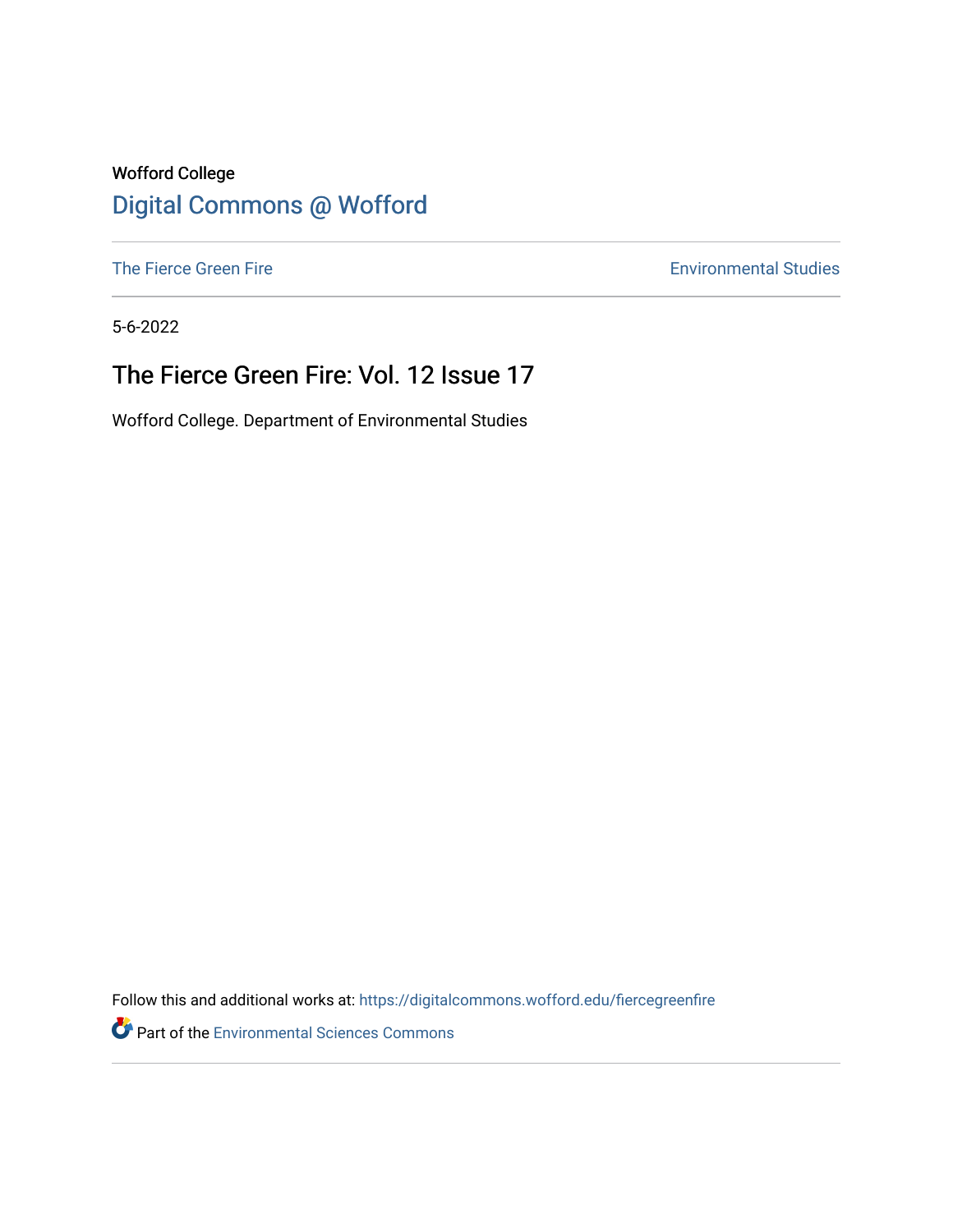Wofford College

# Digital Commons @ Wofford

The Fierce Green Fire | Environmental Studies

5-6-2022

## The Fierce Green Fire: Vol. 12 Issue 17

Wofford College. Department of Environmental Studies

Follow this and additional works at: https://digitalcommons.wofford.edu/fiercegreenfire

Part of the Environmental Sciences Commons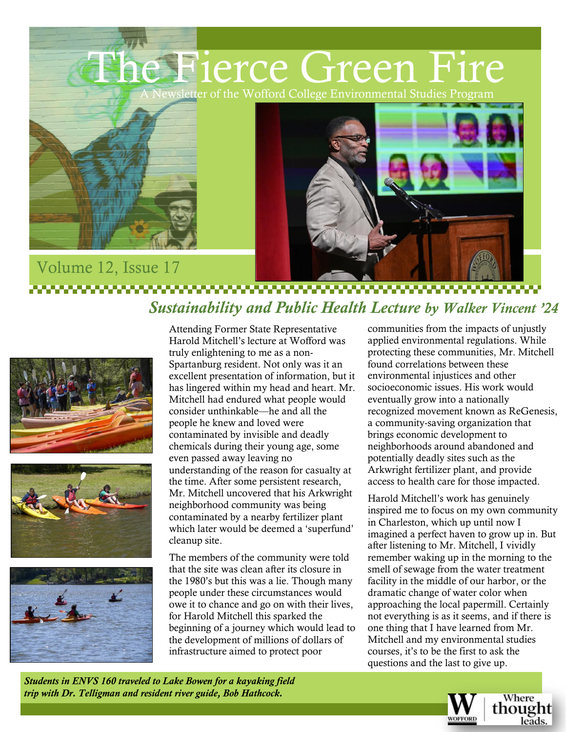# The Fierce Green Fire

A Newsletter of the Wofford College Environmental Studies Program

Volume 12, Issue 17

## *Sustainability and Public Health Lecture by Walker Vincent '24*

Attending Former State Representative Harold Mitchell's lecture at Wofford was truly enlightening to me as a non-Spartanburg resident. Not only was it an excellent presentation of information, but it has lingered within my head and heart. Mr. Mitchell had endured what people would consider unthinkable—he and all the people he knew and loved were contaminated by invisible and deadly chemicals during their young age, some even passed away leaving no understanding of the reason for casualty at the time. After some persistent research, Mr. Mitchell uncovered that his Arkwright neighborhood community was being contaminated by a nearby fertilizer plant which later would be deemed a 'superfund' cleanup site.

The members of the community were told that the site was clean after its closure in the 1980's but this was a lie. Though many people under these circumstances would owe it to chance and go on with their lives, for Harold Mitchell this sparked the beginning of a journey which would lead to the development of millions of dollars of infrastructure aimed to protect poor communities from the impacts of unjustly applied environmental regulations. While protecting these communities, Mr. Mitchell found correlations between these environmental injustices and other socioeconomic issues. His work would eventually grow into a nationally recognized movement known as ReGenesis, a community-saving organization that brings economic development to neighborhoods around abandoned and potentially deadly sites such as the Arkwright fertilizer plant, and provide access to health care for those impacted.

Harold Mitchell's work has genuinely inspired me to focus on my own community in Charleston, which up until now I imagined a perfect haven to grow up in. But after listening to Mr. Mitchell, I vividly remember waking up in the morning to the smell of sewage from the water treatment facility in the middle of our harbor, or the dramatic change of water color when approaching the local papermill. Certainly not everything is as it seems, and if there is one thing that I have learned from Mr. Mitchell and my environmental studies courses, it's to be the first to ask the questions and the last to give up.

***Students in ENVS 160 traveled to Lake Bowen for a kayaking field trip with Dr. Telligman and resident river guide, Bob Hathcock.***

Where thought leads.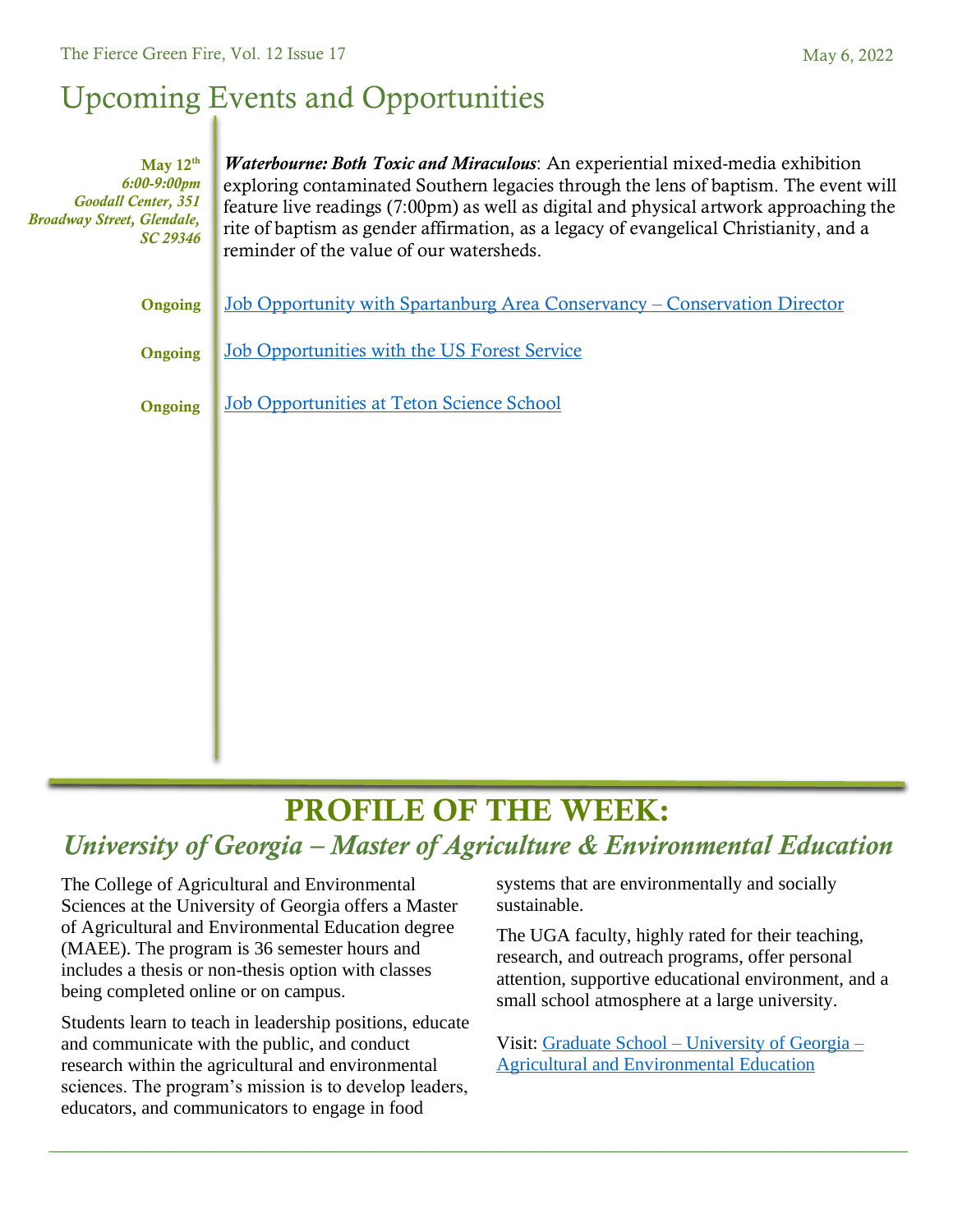# Upcoming Events and Opportunities

**May 12th**
***6:00-9:00pm***
***Goodall Center, 351 Broadway Street, Glendale, SC 29346***

***Waterbourne: Both Toxic and Miraculous***: An experiential mixed-media exhibition exploring contaminated Southern legacies through the lens of baptism. The event will feature live readings (7:00pm) as well as digital and physical artwork approaching the rite of baptism as gender affirmation, as a legacy of evangelical Christianity, and a reminder of the value of our watersheds.

**Ongoing** — Job Opportunity with Spartanburg Area Conservancy – Conservation Director

**Ongoing** — Job Opportunities with the US Forest Service

**Ongoing** — Job Opportunities at Teton Science School

# PROFILE OF THE WEEK:

## *University of Georgia – Master of Agriculture & Environmental Education*

The College of Agricultural and Environmental Sciences at the University of Georgia offers a Master of Agricultural and Environmental Education degree (MAEE). The program is 36 semester hours and includes a thesis or non-thesis option with classes being completed online or on campus.

Students learn to teach in leadership positions, educate and communicate with the public, and conduct research within the agricultural and environmental sciences. The program's mission is to develop leaders, educators, and communicators to engage in food systems that are environmentally and socially sustainable.

The UGA faculty, highly rated for their teaching, research, and outreach programs, offer personal attention, supportive educational environment, and a small school atmosphere at a large university.

Visit: Graduate School – University of Georgia – Agricultural and Environmental Education